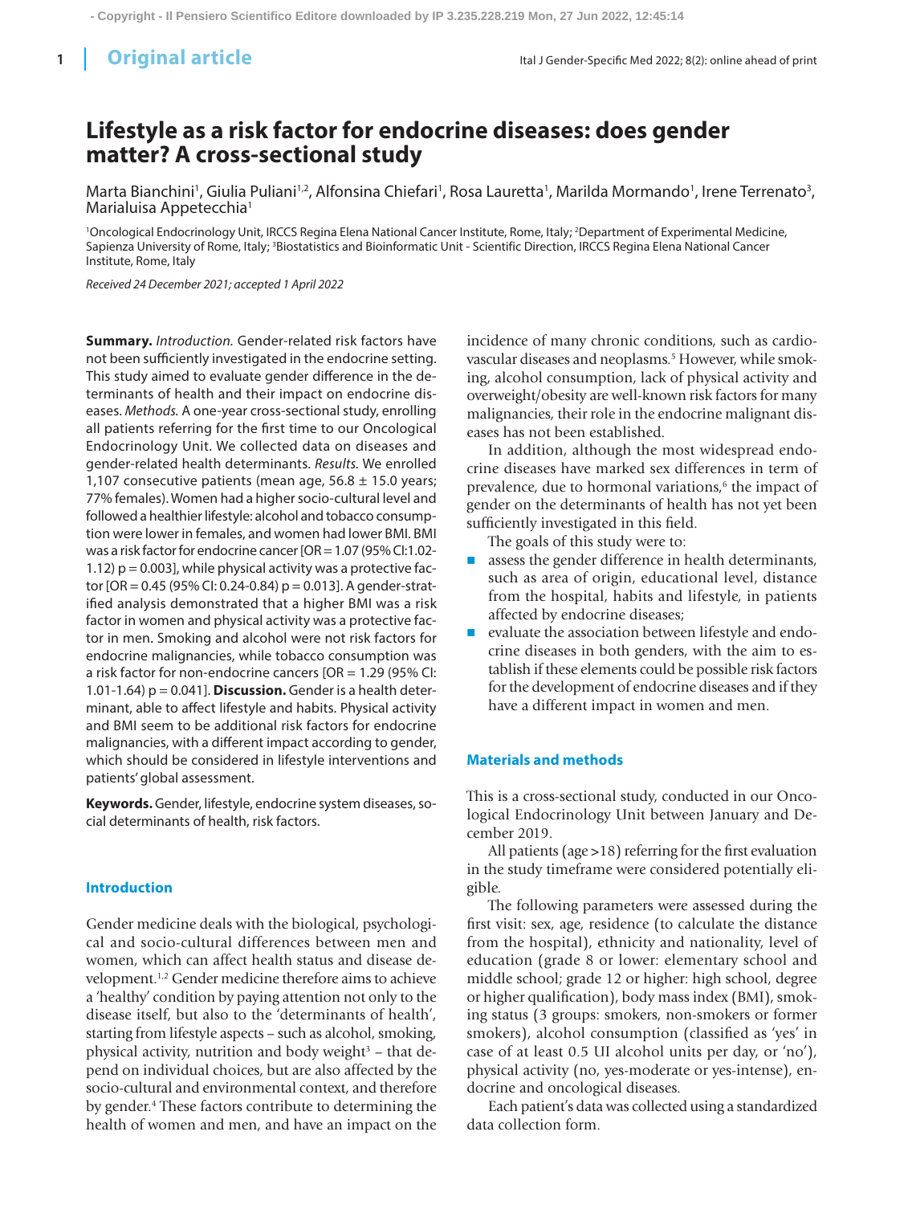# Lifestyle as a risk factor for endocrine diseases: does gender matter? A cross-sectional study

Marta Bianchini[1], Giulia Puliani[1,2], Alfonsina Chiefari[1], Rosa Lauretta[1], Marilda Mormando[1], Irene Terrenato[3], Marialuisa Appetecchia[1]

[1]Oncological Endocrinology Unit, IRCCS Regina Elena National Cancer Institute, Rome, Italy; [2]Department of Experimental Medicine, Sapienza University of Rome, Italy; [3]Biostatistics and Bioinformatic Unit - Scientific Direction, IRCCS Regina Elena National Cancer Institute, Rome, Italy

*Received 24 December 2021; accepted 1 April 2022*

**Summary.** *Introduction.* Gender-related risk factors have not been sufficiently investigated in the endocrine setting. This study aimed to evaluate gender difference in the determinants of health and their impact on endocrine diseases. *Methods.* A one-year cross-sectional study, enrolling all patients referring for the first time to our Oncological Endocrinology Unit. We collected data on diseases and gender-related health determinants. *Results.* We enrolled 1,107 consecutive patients (mean age, 56.8 ± 15.0 years; 77% females). Women had a higher socio-cultural level and followed a healthier lifestyle: alcohol and tobacco consumption were lower in females, and women had lower BMI. BMI was a risk factor for endocrine cancer [OR = 1.07 (95% CI:1.02-1.12) p = 0.003], while physical activity was a protective factor [OR = 0.45 (95% CI: 0.24-0.84) p = 0.013]. A gender-stratified analysis demonstrated that a higher BMI was a risk factor in women and physical activity was a protective factor in men. Smoking and alcohol were not risk factors for endocrine malignancies, while tobacco consumption was a risk factor for non-endocrine cancers [OR = 1.29 (95% CI: 1.01-1.64) p = 0.041]. **Discussion.** Gender is a health determinant, able to affect lifestyle and habits. Physical activity and BMI seem to be additional risk factors for endocrine malignancies, with a different impact according to gender, which should be considered in lifestyle interventions and patients' global assessment.

**Keywords.** Gender, lifestyle, endocrine system diseases, social determinants of health, risk factors.

## Introduction

Gender medicine deals with the biological, psychological and socio-cultural differences between men and women, which can affect health status and disease development.[1,2] Gender medicine therefore aims to achieve a 'healthy' condition by paying attention not only to the disease itself, but also to the 'determinants of health', starting from lifestyle aspects – such as alcohol, smoking, physical activity, nutrition and body weight[3] – that depend on individual choices, but are also affected by the socio-cultural and environmental context, and therefore by gender.[4] These factors contribute to determining the health of women and men, and have an impact on the incidence of many chronic conditions, such as cardiovascular diseases and neoplasms.[5] However, while smoking, alcohol consumption, lack of physical activity and overweight/obesity are well-known risk factors for many malignancies, their role in the endocrine malignant diseases has not been established.

In addition, although the most widespread endocrine diseases have marked sex differences in term of prevalence, due to hormonal variations,[6] the impact of gender on the determinants of health has not yet been sufficiently investigated in this field.

The goals of this study were to:

- assess the gender difference in health determinants, such as area of origin, educational level, distance from the hospital, habits and lifestyle, in patients affected by endocrine diseases;
- evaluate the association between lifestyle and endocrine diseases in both genders, with the aim to establish if these elements could be possible risk factors for the development of endocrine diseases and if they have a different impact in women and men.

## Materials and methods

This is a cross-sectional study, conducted in our Oncological Endocrinology Unit between January and December 2019.

All patients (age >18) referring for the first evaluation in the study timeframe were considered potentially eligible.

The following parameters were assessed during the first visit: sex, age, residence (to calculate the distance from the hospital), ethnicity and nationality, level of education (grade 8 or lower: elementary school and middle school; grade 12 or higher: high school, degree or higher qualification), body mass index (BMI), smoking status (3 groups: smokers, non-smokers or former smokers), alcohol consumption (classified as 'yes' in case of at least 0.5 UI alcohol units per day, or 'no'), physical activity (no, yes-moderate or yes-intense), endocrine and oncological diseases.

Each patient's data was collected using a standardized data collection form.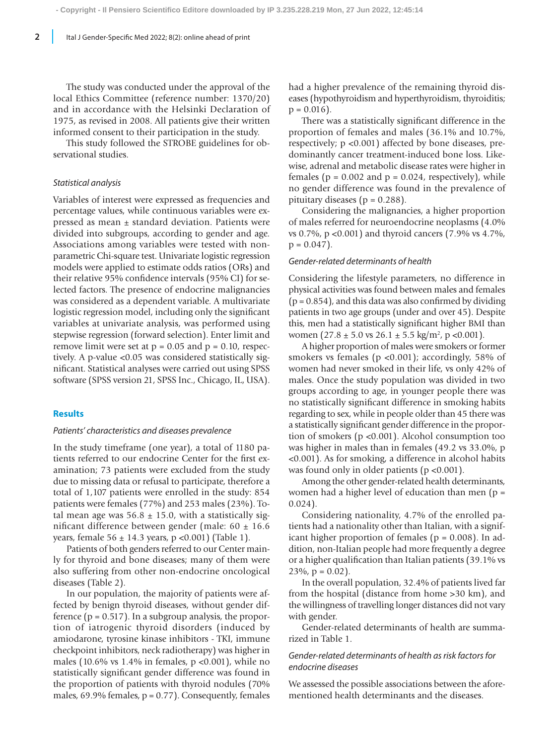The study was conducted under the approval of the local Ethics Committee (reference number: 1370/20) and in accordance with the Helsinki Declaration of 1975, as revised in 2008. All patients give their written informed consent to their participation in the study.

This study followed the STROBE guidelines for observational studies.

### *Statistical analysis*

Variables of interest were expressed as frequencies and percentage values, while continuous variables were expressed as mean ± standard deviation. Patients were divided into subgroups, according to gender and age. Associations among variables were tested with nonparametric Chi-square test. Univariate logistic regression models were applied to estimate odds ratios (ORs) and their relative 95% confidence intervals (95% CI) for selected factors. The presence of endocrine malignancies was considered as a dependent variable. A multivariate logistic regression model, including only the significant variables at univariate analysis, was performed using stepwise regression (forward selection). Enter limit and remove limit were set at $p = 0.05$ and $p = 0.10$, respectively. A p-value <0.05 was considered statistically significant. Statistical analyses were carried out using SPSS software (SPSS version 21, SPSS Inc., Chicago, IL, USA).

## Results

### *Patients' characteristics and diseases prevalence*

In the study timeframe (one year), a total of 1180 patients referred to our endocrine Center for the first examination; 73 patients were excluded from the study due to missing data or refusal to participate, therefore a total of 1,107 patients were enrolled in the study: 854 patients were females (77%) and 253 males (23%). Total mean age was 56.8 ± 15.0, with a statistically significant difference between gender (male: 60 ± 16.6 years, female 56 ± 14.3 years, $p < 0.001$) (Table 1).

Patients of both genders referred to our Center mainly for thyroid and bone diseases; many of them were also suffering from other non-endocrine oncological diseases (Table 2).

In our population, the majority of patients were affected by benign thyroid diseases, without gender difference ($p = 0.517$). In a subgroup analysis, the proportion of iatrogenic thyroid disorders (induced by amiodarone, tyrosine kinase inhibitors - TKI, immune checkpoint inhibitors, neck radiotherapy) was higher in males (10.6% vs 1.4% in females, $p < 0.001$), while no statistically significant gender difference was found in the proportion of patients with thyroid nodules (70% males, 69.9% females, $p = 0.77$). Consequently, females had a higher prevalence of the remaining thyroid diseases (hypothyroidism and hyperthyroidism, thyroiditis; $p = 0.016$).

There was a statistically significant difference in the proportion of females and males (36.1% and 10.7%, respectively; $p < 0.001$) affected by bone diseases, predominantly cancer treatment-induced bone loss. Likewise, adrenal and metabolic disease rates were higher in females ($p = 0.002$ and $p = 0.024$, respectively), while no gender difference was found in the prevalence of pituitary diseases ($p = 0.288$).

Considering the malignancies, a higher proportion of males referred for neuroendocrine neoplasms (4.0% vs 0.7%, $p < 0.001$) and thyroid cancers (7.9% vs 4.7%, $p = 0.047$).

### *Gender-related determinants of health*

Considering the lifestyle parameters, no difference in physical activities was found between males and females ($p = 0.854$), and this data was also confirmed by dividing patients in two age groups (under and over 45). Despite this, men had a statistically significant higher BMI than women (27.8 ± 5.0 vs 26.1 ± 5.5 kg/m$^2$, $p < 0.001$).

A higher proportion of males were smokers or former smokers vs females ($p < 0.001$); accordingly, 58% of women had never smoked in their life, vs only 42% of males. Once the study population was divided in two groups according to age, in younger people there was no statistically significant difference in smoking habits regarding to sex, while in people older than 45 there was a statistically significant gender difference in the proportion of smokers ($p < 0.001$). Alcohol consumption too was higher in males than in females (49.2 vs 33.0%, $p < 0.001$). As for smoking, a difference in alcohol habits was found only in older patients ($p < 0.001$).

Among the other gender-related health determinants, women had a higher level of education than men ($p = 0.024$).

Considering nationality, 4.7% of the enrolled patients had a nationality other than Italian, with a significant higher proportion of females ($p = 0.008$). In addition, non-Italian people had more frequently a degree or a higher qualification than Italian patients (39.1% vs 23%, $p = 0.02$).

In the overall population, 32.4% of patients lived far from the hospital (distance from home >30 km), and the willingness of travelling longer distances did not vary with gender.

Gender-related determinants of health are summarized in Table 1.

### *Gender-related determinants of health as risk factors for endocrine diseases*

We assessed the possible associations between the aforementioned health determinants and the diseases.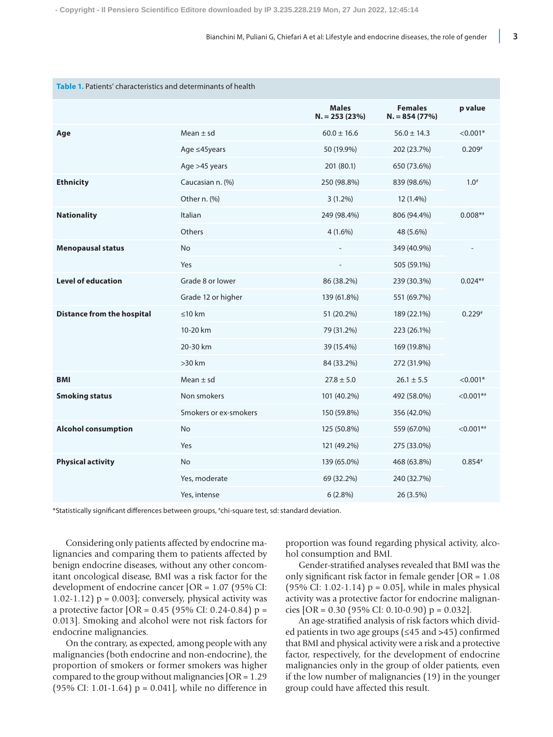**Table 1.** Patients' characteristics and determinants of health

| | | Males N. = 253 (23%) | Females N. = 854 (77%) | p value |
|---|---|---|---|---|
| **Age** | Mean ± sd | 60.0 ± 16.6 | 56.0 ± 14.3 | <0.001* |
| | Age ≤45years | 50 (19.9%) | 202 (23.7%) | 0.209# |
| | Age >45 years | 201 (80.1) | 650 (73.6%) | |
| **Ethnicity** | Caucasian n. (%) | 250 (98.8%) | 839 (98.6%) | 1.0# |
| | Other n. (%) | 3 (1.2%) | 12 (1.4%) | |
| **Nationality** | Italian | 249 (98.4%) | 806 (94.4%) | 0.008*# |
| | Others | 4 (1.6%) | 48 (5.6%) | |
| **Menopausal status** | No | - | 349 (40.9%) | - |
| | Yes | - | 505 (59.1%) | |
| **Level of education** | Grade 8 or lower | 86 (38.2%) | 239 (30.3%) | 0.024*# |
| | Grade 12 or higher | 139 (61.8%) | 551 (69.7%) | |
| **Distance from the hospital** | ≤10 km | 51 (20.2%) | 189 (22.1%) | 0.229# |
| | 10-20 km | 79 (31.2%) | 223 (26.1%) | |
| | 20-30 km | 39 (15.4%) | 169 (19.8%) | |
| | >30 km | 84 (33.2%) | 272 (31.9%) | |
| **BMI** | Mean ± sd | 27.8 ± 5.0 | 26.1 ± 5.5 | <0.001* |
| **Smoking status** | Non smokers | 101 (40.2%) | 492 (58.0%) | <0.001*# |
| | Smokers or ex-smokers | 150 (59.8%) | 356 (42.0%) | |
| **Alcohol consumption** | No | 125 (50.8%) | 559 (67.0%) | <0.001*# |
| | Yes | 121 (49.2%) | 275 (33.0%) | |
| **Physical activity** | No | 139 (65.0%) | 468 (63.8%) | 0.854# |
| | Yes, moderate | 69 (32.2%) | 240 (32.7%) | |
| | Yes, intense | 6 (2.8%) | 26 (3.5%) | |

*Statistically significant differences between groups, #chi-square test, sd: standard deviation.

Considering only patients affected by endocrine malignancies and comparing them to patients affected by benign endocrine diseases, without any other concomitant oncological disease, BMI was a risk factor for the development of endocrine cancer [OR = 1.07 (95% CI: 1.02-1.12) p = 0.003]; conversely, physical activity was a protective factor [OR = 0.45 (95% CI: 0.24-0.84) p = 0.013]. Smoking and alcohol were not risk factors for endocrine malignancies.

On the contrary, as expected, among people with any malignancies (both endocrine and non-endocrine), the proportion of smokers or former smokers was higher compared to the group without malignancies [OR = 1.29 (95% CI: 1.01-1.64) p = 0.041], while no difference in proportion was found regarding physical activity, alcohol consumption and BMI.

Gender-stratified analyses revealed that BMI was the only significant risk factor in female gender [OR = 1.08 (95% CI: 1.02-1.14) p = 0.05], while in males physical activity was a protective factor for endocrine malignancies [OR = 0.30 (95% CI: 0.10-0.90) p = 0.032].

An age-stratified analysis of risk factors which divided patients in two age groups (≤45 and >45) confirmed that BMI and physical activity were a risk and a protective factor, respectively, for the development of endocrine malignancies only in the group of older patients, even if the low number of malignancies (19) in the younger group could have affected this result.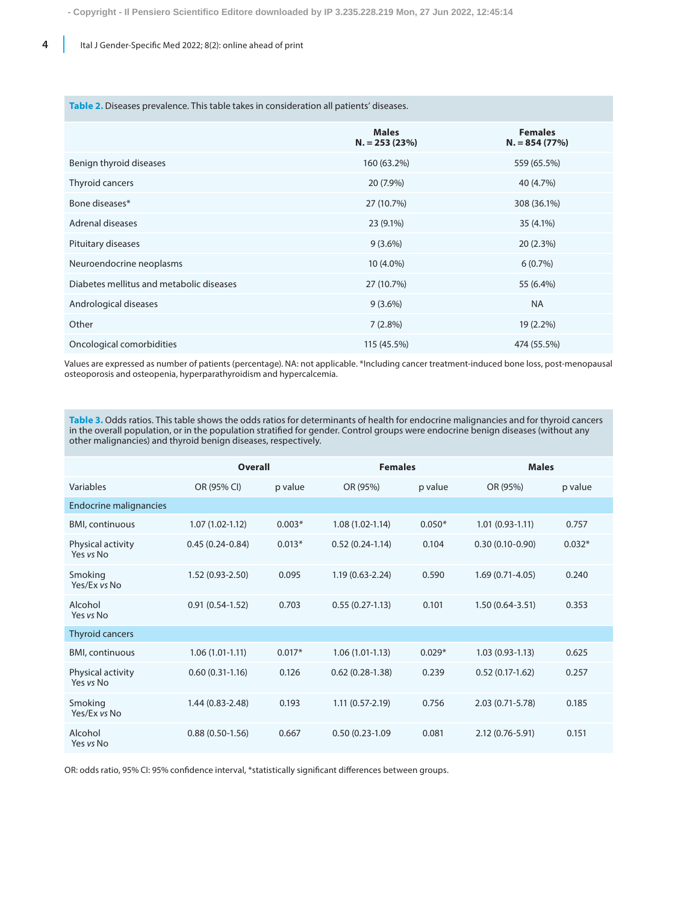**Table 2.** Diseases prevalence. This table takes in consideration all patients' diseases.

| | **Males N. = 253 (23%)** | **Females N. = 854 (77%)** |
|---|---|---|
| Benign thyroid diseases | 160 (63.2%) | 559 (65.5%) |
| Thyroid cancers | 20 (7.9%) | 40 (4.7%) |
| Bone diseases* | 27 (10.7%) | 308 (36.1%) |
| Adrenal diseases | 23 (9.1%) | 35 (4.1%) |
| Pituitary diseases | 9 (3.6%) | 20 (2.3%) |
| Neuroendocrine neoplasms | 10 (4.0%) | 6 (0.7%) |
| Diabetes mellitus and metabolic diseases | 27 (10.7%) | 55 (6.4%) |
| Andrological diseases | 9 (3.6%) | NA |
| Other | 7 (2.8%) | 19 (2.2%) |
| Oncological comorbidities | 115 (45.5%) | 474 (55.5%) |

Values are expressed as number of patients (percentage). NA: not applicable. *Including cancer treatment-induced bone loss, post-menopausal osteoporosis and osteopenia, hyperparathyroidism and hypercalcemia.

**Table 3.** Odds ratios. This table shows the odds ratios for determinants of health for endocrine malignancies and for thyroid cancers in the overall population, or in the population stratified for gender. Control groups were endocrine benign diseases (without any other malignancies) and thyroid benign diseases, respectively.

| | **Overall** | | **Females** | | **Males** | |
|---|---|---|---|---|---|---|
| Variables | OR (95% CI) | p value | OR (95%) | p value | OR (95%) | p value |
| Endocrine malignancies | | | | | | |
| BMI, continuous | 1.07 (1.02-1.12) | 0.003* | 1.08 (1.02-1.14) | 0.050* | 1.01 (0.93-1.11) | 0.757 |
| Physical activity Yes *vs* No | 0.45 (0.24-0.84) | 0.013* | 0.52 (0.24-1.14) | 0.104 | 0.30 (0.10-0.90) | 0.032* |
| Smoking Yes/Ex *vs* No | 1.52 (0.93-2.50) | 0.095 | 1.19 (0.63-2.24) | 0.590 | 1.69 (0.71-4.05) | 0.240 |
| Alcohol Yes *vs* No | 0.91 (0.54-1.52) | 0.703 | 0.55 (0.27-1.13) | 0.101 | 1.50 (0.64-3.51) | 0.353 |
| Thyroid cancers | | | | | | |
| BMI, continuous | 1.06 (1.01-1.11) | 0.017* | 1.06 (1.01-1.13) | 0.029* | 1.03 (0.93-1.13) | 0.625 |
| Physical activity Yes *vs* No | 0.60 (0.31-1.16) | 0.126 | 0.62 (0.28-1.38) | 0.239 | 0.52 (0.17-1.62) | 0.257 |
| Smoking Yes/Ex *vs* No | 1.44 (0.83-2.48) | 0.193 | 1.11 (0.57-2.19) | 0.756 | 2.03 (0.71-5.78) | 0.185 |
| Alcohol Yes *vs* No | 0.88 (0.50-1.56) | 0.667 | 0.50 (0.23-1.09 | 0.081 | 2.12 (0.76-5.91) | 0.151 |

OR: odds ratio, 95% CI: 95% confidence interval, *statistically significant differences between groups.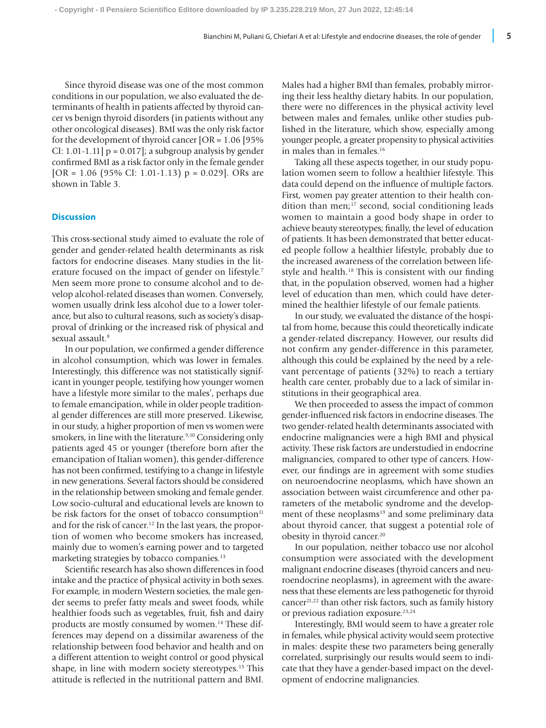Since thyroid disease was one of the most common conditions in our population, we also evaluated the determinants of health in patients affected by thyroid cancer vs benign thyroid disorders (in patients without any other oncological diseases). BMI was the only risk factor for the development of thyroid cancer [OR = 1.06 [95% CI: 1.01-1.11] p = 0.017]; a subgroup analysis by gender confirmed BMI as a risk factor only in the female gender [OR = 1.06 (95% CI: 1.01-1.13) p = 0.029]. ORs are shown in Table 3.

## Discussion

This cross-sectional study aimed to evaluate the role of gender and gender-related health determinants as risk factors for endocrine diseases. Many studies in the literature focused on the impact of gender on lifestyle.[7] Men seem more prone to consume alcohol and to develop alcohol-related diseases than women. Conversely, women usually drink less alcohol due to a lower tolerance, but also to cultural reasons, such as society's disapproval of drinking or the increased risk of physical and sexual assault.[8]

In our population, we confirmed a gender difference in alcohol consumption, which was lower in females. Interestingly, this difference was not statistically significant in younger people, testifying how younger women have a lifestyle more similar to the males', perhaps due to female emancipation, while in older people traditional gender differences are still more preserved. Likewise, in our study, a higher proportion of men vs women were smokers, in line with the literature.[9,10] Considering only patients aged 45 or younger (therefore born after the emancipation of Italian women), this gender-difference has not been confirmed, testifying to a change in lifestyle in new generations. Several factors should be considered in the relationship between smoking and female gender. Low socio-cultural and educational levels are known to be risk factors for the onset of tobacco consumption[11] and for the risk of cancer.[12] In the last years, the proportion of women who become smokers has increased, mainly due to women's earning power and to targeted marketing strategies by tobacco companies.[13]

Scientific research has also shown differences in food intake and the practice of physical activity in both sexes. For example, in modern Western societies, the male gender seems to prefer fatty meals and sweet foods, while healthier foods such as vegetables, fruit, fish and dairy products are mostly consumed by women.[14] These differences may depend on a dissimilar awareness of the relationship between food behavior and health and on a different attention to weight control or good physical shape, in line with modern society stereotypes.[15] This attitude is reflected in the nutritional pattern and BMI. Males had a higher BMI than females, probably mirroring their less healthy dietary habits. In our population, there were no differences in the physical activity level between males and females, unlike other studies published in the literature, which show, especially among younger people, a greater propensity to physical activities in males than in females.[16]

Taking all these aspects together, in our study population women seem to follow a healthier lifestyle. This data could depend on the influence of multiple factors. First, women pay greater attention to their health condition than men;[17] second, social conditioning leads women to maintain a good body shape in order to achieve beauty stereotypes; finally, the level of education of patients. It has been demonstrated that better educated people follow a healthier lifestyle, probably due to the increased awareness of the correlation between lifestyle and health.[18] This is consistent with our finding that, in the population observed, women had a higher level of education than men, which could have determined the healthier lifestyle of our female patients.

In our study, we evaluated the distance of the hospital from home, because this could theoretically indicate a gender-related discrepancy. However, our results did not confirm any gender-difference in this parameter, although this could be explained by the need by a relevant percentage of patients (32%) to reach a tertiary health care center, probably due to a lack of similar institutions in their geographical area.

We then proceeded to assess the impact of common gender-influenced risk factors in endocrine diseases. The two gender-related health determinants associated with endocrine malignancies were a high BMI and physical activity. These risk factors are understudied in endocrine malignancies, compared to other type of cancers. However, our findings are in agreement with some studies on neuroendocrine neoplasms, which have shown an association between waist circumference and other parameters of the metabolic syndrome and the development of these neoplasms[19] and some preliminary data about thyroid cancer, that suggest a potential role of obesity in thyroid cancer.[20]

In our population, neither tobacco use nor alcohol consumption were associated with the development malignant endocrine diseases (thyroid cancers and neuroendocrine neoplasms), in agreement with the awareness that these elements are less pathogenetic for thyroid cancer[21,22] than other risk factors, such as family history or previous radiation exposure.[23,24]

Interestingly, BMI would seem to have a greater role in females, while physical activity would seem protective in males: despite these two parameters being generally correlated, surprisingly our results would seem to indicate that they have a gender-based impact on the development of endocrine malignancies.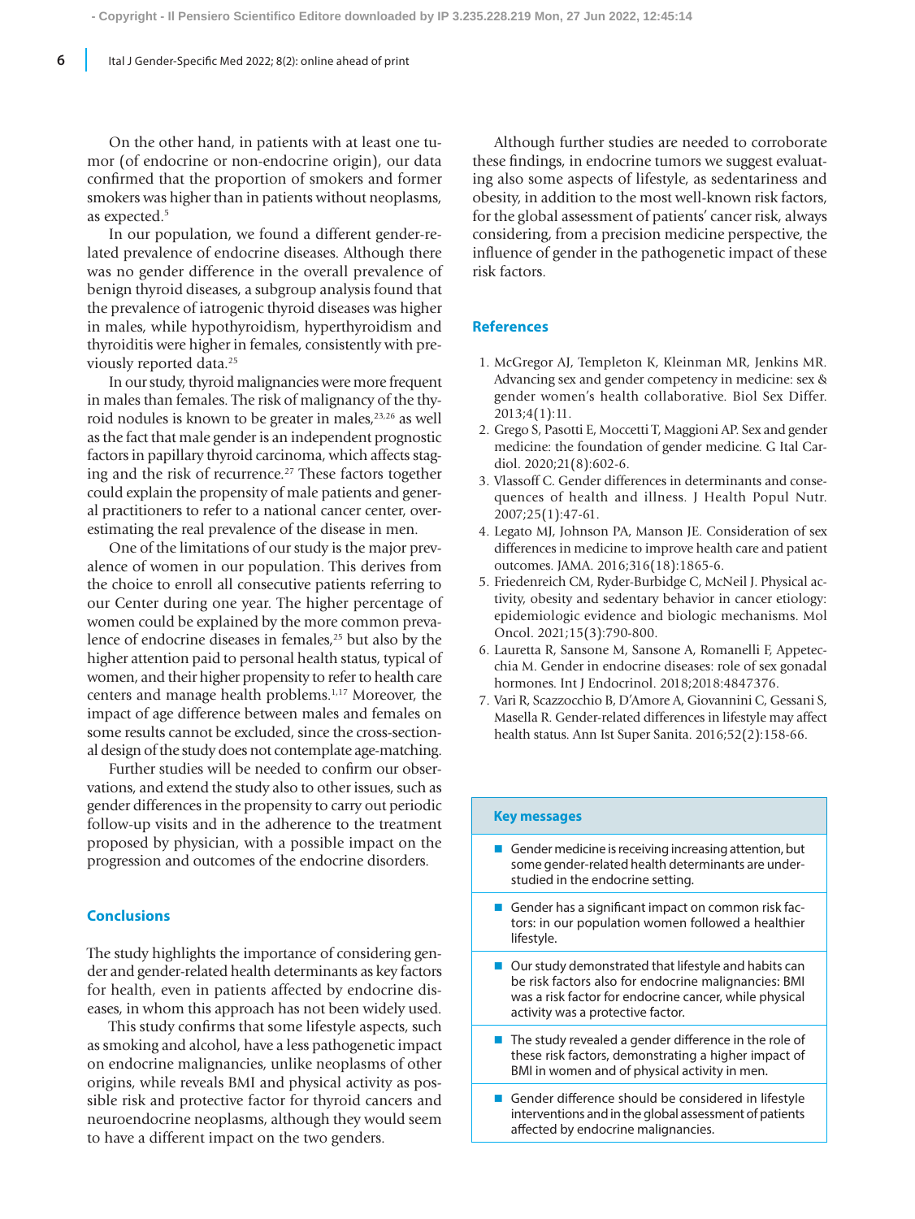On the other hand, in patients with at least one tumor (of endocrine or non-endocrine origin), our data confirmed that the proportion of smokers and former smokers was higher than in patients without neoplasms, as expected.[5]

In our population, we found a different gender-related prevalence of endocrine diseases. Although there was no gender difference in the overall prevalence of benign thyroid diseases, a subgroup analysis found that the prevalence of iatrogenic thyroid diseases was higher in males, while hypothyroidism, hyperthyroidism and thyroiditis were higher in females, consistently with previously reported data.[25]

In our study, thyroid malignancies were more frequent in males than females. The risk of malignancy of the thyroid nodules is known to be greater in males,[23,26] as well as the fact that male gender is an independent prognostic factors in papillary thyroid carcinoma, which affects staging and the risk of recurrence.[27] These factors together could explain the propensity of male patients and general practitioners to refer to a national cancer center, overestimating the real prevalence of the disease in men.

One of the limitations of our study is the major prevalence of women in our population. This derives from the choice to enroll all consecutive patients referring to our Center during one year. The higher percentage of women could be explained by the more common prevalence of endocrine diseases in females,[25] but also by the higher attention paid to personal health status, typical of women, and their higher propensity to refer to health care centers and manage health problems.[1,17] Moreover, the impact of age difference between males and females on some results cannot be excluded, since the cross-sectional design of the study does not contemplate age-matching.

Further studies will be needed to confirm our observations, and extend the study also to other issues, such as gender differences in the propensity to carry out periodic follow-up visits and in the adherence to the treatment proposed by physician, with a possible impact on the progression and outcomes of the endocrine disorders.

## Conclusions

The study highlights the importance of considering gender and gender-related health determinants as key factors for health, even in patients affected by endocrine diseases, in whom this approach has not been widely used.

This study confirms that some lifestyle aspects, such as smoking and alcohol, have a less pathogenetic impact on endocrine malignancies, unlike neoplasms of other origins, while reveals BMI and physical activity as possible risk and protective factor for thyroid cancers and neuroendocrine neoplasms, although they would seem to have a different impact on the two genders.

Although further studies are needed to corroborate these findings, in endocrine tumors we suggest evaluating also some aspects of lifestyle, as sedentariness and obesity, in addition to the most well-known risk factors, for the global assessment of patients' cancer risk, always considering, from a precision medicine perspective, the influence of gender in the pathogenetic impact of these risk factors.

## References

1. McGregor AJ, Templeton K, Kleinman MR, Jenkins MR. Advancing sex and gender competency in medicine: sex & gender women's health collaborative. Biol Sex Differ. 2013;4(1):11.
2. Grego S, Pasotti E, Moccetti T, Maggioni AP. Sex and gender medicine: the foundation of gender medicine. G Ital Cardiol. 2020;21(8):602-6.
3. Vlassoff C. Gender differences in determinants and consequences of health and illness. J Health Popul Nutr. 2007;25(1):47-61.
4. Legato MJ, Johnson PA, Manson JE. Consideration of sex differences in medicine to improve health care and patient outcomes. JAMA. 2016;316(18):1865-6.
5. Friedenreich CM, Ryder-Burbidge C, McNeil J. Physical activity, obesity and sedentary behavior in cancer etiology: epidemiologic evidence and biologic mechanisms. Mol Oncol. 2021;15(3):790-800.
6. Lauretta R, Sansone M, Sansone A, Romanelli F, Appetecchia M. Gender in endocrine diseases: role of sex gonadal hormones. Int J Endocrinol. 2018;2018:4847376.
7. Vari R, Scazzocchio B, D'Amore A, Giovannini C, Gessani S, Masella R. Gender-related differences in lifestyle may affect health status. Ann Ist Super Sanita. 2016;52(2):158-66.

### Key messages

- Gender medicine is receiving increasing attention, but some gender-related health determinants are understudied in the endocrine setting.
- Gender has a significant impact on common risk factors: in our population women followed a healthier lifestyle.
- Our study demonstrated that lifestyle and habits can be risk factors also for endocrine malignancies: BMI was a risk factor for endocrine cancer, while physical activity was a protective factor.
- The study revealed a gender difference in the role of these risk factors, demonstrating a higher impact of BMI in women and of physical activity in men.
- Gender difference should be considered in lifestyle interventions and in the global assessment of patients affected by endocrine malignancies.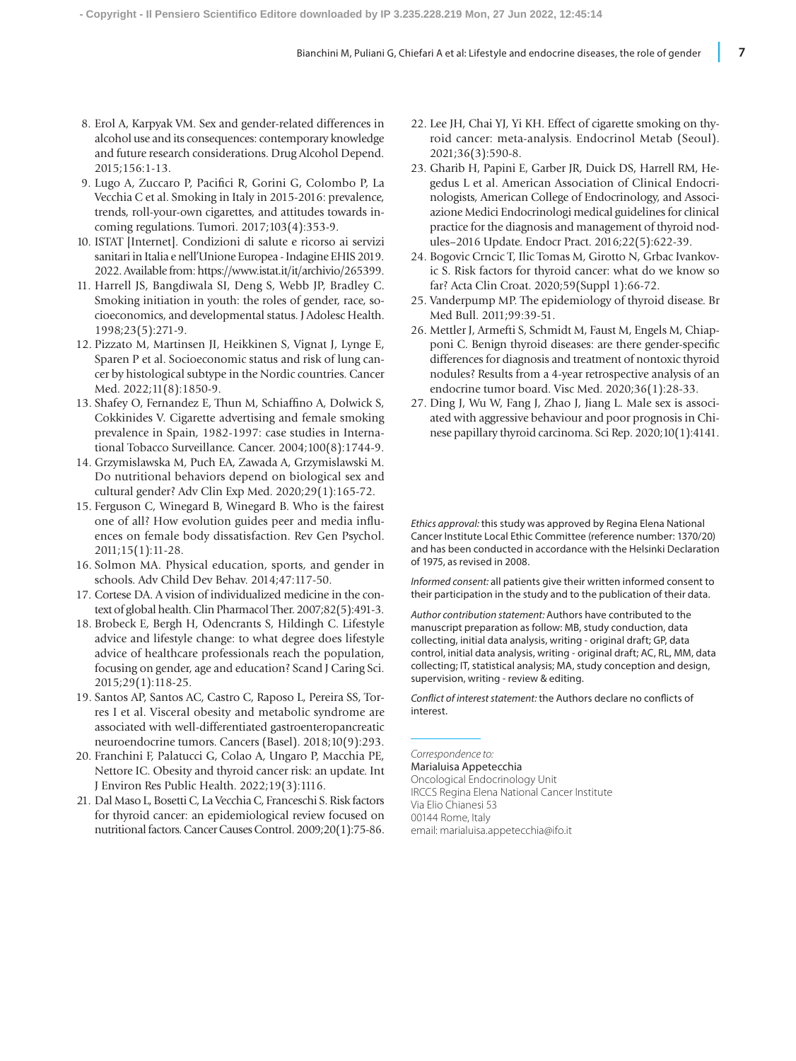8. Erol A, Karpyak VM. Sex and gender-related differences in alcohol use and its consequences: contemporary knowledge and future research considerations. Drug Alcohol Depend. 2015;156:1-13.
9. Lugo A, Zuccaro P, Pacifici R, Gorini G, Colombo P, La Vecchia C et al. Smoking in Italy in 2015-2016: prevalence, trends, roll-your-own cigarettes, and attitudes towards incoming regulations. Tumori. 2017;103(4):353-9.
10. ISTAT [Internet]. Condizioni di salute e ricorso ai servizi sanitari in Italia e nell'Unione Europea - Indagine EHIS 2019. 2022. Available from: https://www.istat.it/it/archivio/265399.
11. Harrell JS, Bangdiwala SI, Deng S, Webb JP, Bradley C. Smoking initiation in youth: the roles of gender, race, socioeconomics, and developmental status. J Adolesc Health. 1998;23(5):271-9.
12. Pizzato M, Martinsen JI, Heikkinen S, Vignat J, Lynge E, Sparen P et al. Socioeconomic status and risk of lung cancer by histological subtype in the Nordic countries. Cancer Med. 2022;11(8):1850-9.
13. Shafey O, Fernandez E, Thun M, Schiaffino A, Dolwick S, Cokkinides V. Cigarette advertising and female smoking prevalence in Spain, 1982-1997: case studies in International Tobacco Surveillance. Cancer. 2004;100(8):1744-9.
14. Grzymislawska M, Puch EA, Zawada A, Grzymislawski M. Do nutritional behaviors depend on biological sex and cultural gender? Adv Clin Exp Med. 2020;29(1):165-72.
15. Ferguson C, Winegard B, Winegard B. Who is the fairest one of all? How evolution guides peer and media influences on female body dissatisfaction. Rev Gen Psychol. 2011;15(1):11-28.
16. Solmon MA. Physical education, sports, and gender in schools. Adv Child Dev Behav. 2014;47:117-50.
17. Cortese DA. A vision of individualized medicine in the context of global health. Clin Pharmacol Ther. 2007;82(5):491-3.
18. Brobeck E, Bergh H, Odencrants S, Hildingh C. Lifestyle advice and lifestyle change: to what degree does lifestyle advice of healthcare professionals reach the population, focusing on gender, age and education? Scand J Caring Sci. 2015;29(1):118-25.
19. Santos AP, Santos AC, Castro C, Raposo L, Pereira SS, Torres I et al. Visceral obesity and metabolic syndrome are associated with well-differentiated gastroenteropancreatic neuroendocrine tumors. Cancers (Basel). 2018;10(9):293.
20. Franchini F, Palatucci G, Colao A, Ungaro P, Macchia PE, Nettore IC. Obesity and thyroid cancer risk: an update. Int J Environ Res Public Health. 2022;19(3):1116.
21. Dal Maso L, Bosetti C, La Vecchia C, Franceschi S. Risk factors for thyroid cancer: an epidemiological review focused on nutritional factors. Cancer Causes Control. 2009;20(1):75-86.
22. Lee JH, Chai YJ, Yi KH. Effect of cigarette smoking on thyroid cancer: meta-analysis. Endocrinol Metab (Seoul). 2021;36(3):590-8.
23. Gharib H, Papini E, Garber JR, Duick DS, Harrell RM, Hegedus L et al. American Association of Clinical Endocrinologists, American College of Endocrinology, and Associazione Medici Endocrinologi medical guidelines for clinical practice for the diagnosis and management of thyroid nodules–2016 Update. Endocr Pract. 2016;22(5):622-39.
24. Bogovic Crncic T, Ilic Tomas M, Girotto N, Grbac Ivankovic S. Risk factors for thyroid cancer: what do we know so far? Acta Clin Croat. 2020;59(Suppl 1):66-72.
25. Vanderpump MP. The epidemiology of thyroid disease. Br Med Bull. 2011;99:39-51.
26. Mettler J, Armefti S, Schmidt M, Faust M, Engels M, Chiapponi C. Benign thyroid diseases: are there gender-specific differences for diagnosis and treatment of nontoxic thyroid nodules? Results from a 4-year retrospective analysis of an endocrine tumor board. Visc Med. 2020;36(1):28-33.
27. Ding J, Wu W, Fang J, Zhao J, Jiang L. Male sex is associated with aggressive behaviour and poor prognosis in Chinese papillary thyroid carcinoma. Sci Rep. 2020;10(1):4141.

*Ethics approval:* this study was approved by Regina Elena National Cancer Institute Local Ethic Committee (reference number: 1370/20) and has been conducted in accordance with the Helsinki Declaration of 1975, as revised in 2008.

*Informed consent:* all patients give their written informed consent to their participation in the study and to the publication of their data.

*Author contribution statement:* Authors have contributed to the manuscript preparation as follow: MB, study conduction, data collecting, initial data analysis, writing - original draft; GP, data control, initial data analysis, writing - original draft; AC, RL, MM, data collecting; IT, statistical analysis; MA, study conception and design, supervision, writing - review & editing.

*Conflict of interest statement:* the Authors declare no conflicts of interest.

*Correspondence to:*
Marialuisa Appetecchia
Oncological Endocrinology Unit
IRCCS Regina Elena National Cancer Institute
Via Elio Chianesi 53
00144 Rome, Italy
email: marialuisa.appetecchia@ifo.it